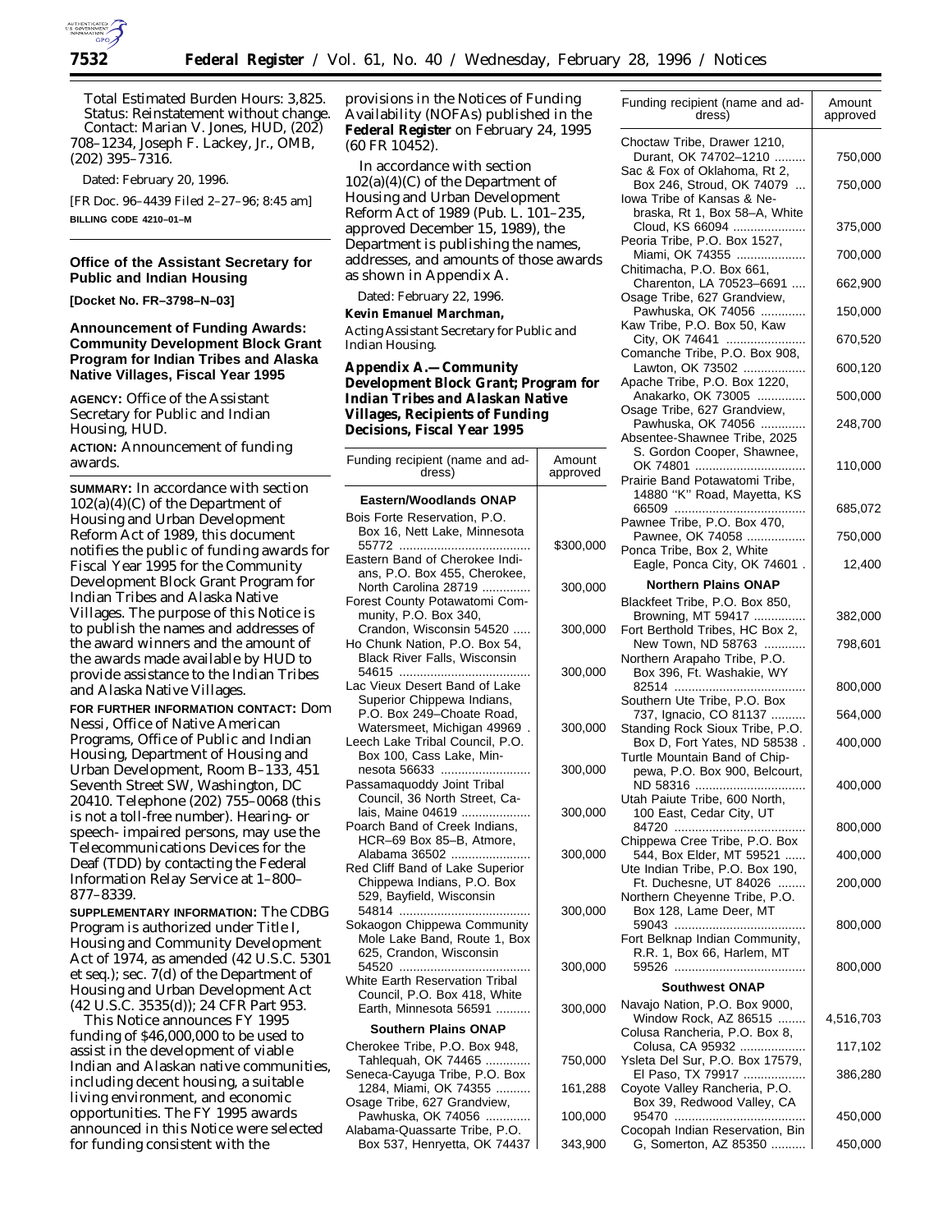Total Estimated Burden Hours: 3,825.

Status: Reinstatement without change.

Contact: Marian V. Jones, HUD, (202) 708–1234, Joseph F. Lackey, Jr., OMB, (202) 395–7316.

Dated: February 20, 1996.

[FR Doc. 96–4439 Filed 2–27–96; 8:45 am]

**BILLING CODE 4210–01–M**

## Office of the Assistant Secretary for Public and Indian Housing

**[Docket No. FR–3798–N–03]**

## Announcement of Funding Awards: Community Development Block Grant Program for Indian Tribes and Alaska Native Villages, Fiscal Year 1995

**AGENCY:** Office of the Assistant Secretary for Public and Indian Housing, HUD.

**ACTION:** Announcement of funding awards.

**SUMMARY:** In accordance with section 102(a)(4)(C) of the Department of Housing and Urban Development Reform Act of 1989, this document notifies the public of funding awards for Fiscal Year 1995 for the Community Development Block Grant Program for Indian Tribes and Alaska Native Villages. The purpose of this Notice is to publish the names and addresses of the award winners and the amount of the awards made available by HUD to provide assistance to the Indian Tribes and Alaska Native Villages.

**FOR FURTHER INFORMATION CONTACT:** Dom Nessi, Office of Native American Programs, Office of Public and Indian Housing, Department of Housing and Urban Development, Room B–133, 451 Seventh Street SW, Washington, DC 20410. Telephone (202) 755–0068 (this is not a toll-free number). Hearing- or speech- impaired persons, may use the Telecommunications Devices for the Deaf (TDD) by contacting the Federal Information Relay Service at 1–800–877–8339.

**SUPPLEMENTARY INFORMATION:** The CDBG Program is authorized under Title I, Housing and Community Development Act of 1974, as amended (42 U.S.C. 5301 et seq.); sec. 7(d) of the Department of Housing and Urban Development Act (42 U.S.C. 3535(d)); 24 CFR Part 953.

This Notice announces FY 1995 funding of $46,000,000 to be used to assist in the development of viable Indian and Alaskan native communities, including decent housing, a suitable living environment, and economic opportunities. The FY 1995 awards announced in this Notice were selected for funding consistent with the provisions in the Notices of Funding Availability (NOFAs) published in the **Federal Register** on February 24, 1995 (60 FR 10452).

In accordance with section 102(a)(4)(C) of the Department of Housing and Urban Development Reform Act of 1989 (Pub. L. 101–235, approved December 15, 1989), the Department is publishing the names, addresses, and amounts of those awards as shown in Appendix A.

Dated: February 22, 1996.

**Kevin Emanuel Marchman,**

*Acting Assistant Secretary for Public and Indian Housing.*

### Appendix A.—Community Development Block Grant; Program for Indian Tribes and Alaskan Native Villages, Recipients of Funding Decisions, Fiscal Year 1995

| Funding recipient (name and address) | Amount approved |
|---|---|
| **Eastern/Woodlands ONAP** | |
| Bois Forte Reservation, P.O. Box 16, Nett Lake, Minnesota 55772 | $300,000 |
| Eastern Band of Cherokee Indians, P.O. Box 455, Cherokee, North Carolina 28719 | 300,000 |
| Forest County Potawatomi Community, P.O. Box 340, Crandon, Wisconsin 54520 | 300,000 |
| Ho Chunk Nation, P.O. Box 54, Black River Falls, Wisconsin 54615 | 300,000 |
| Lac Vieux Desert Band of Lake Superior Chippewa Indians, P.O. Box 249–Choate Road, Watersmeet, Michigan 49969 | 300,000 |
| Leech Lake Tribal Council, P.O. Box 100, Cass Lake, Minnesota 56633 | 300,000 |
| Passamaquoddy Joint Tribal Council, 36 North Street, Calais, Maine 04619 | 300,000 |
| Poarch Band of Creek Indians, HCR–69 Box 85–B, Atmore, Alabama 36502 | 300,000 |
| Red Cliff Band of Lake Superior Chippewa Indians, P.O. Box 529, Bayfield, Wisconsin 54814 | 300,000 |
| Sokaogon Chippewa Community Mole Lake Band, Route 1, Box 625, Crandon, Wisconsin 54520 | 300,000 |
| White Earth Reservation Tribal Council, P.O. Box 418, White Earth, Minnesota 56591 | 300,000 |
| **Southern Plains ONAP** | |
| Cherokee Tribe, P.O. Box 948, Tahlequah, OK 74465 | 750,000 |
| Seneca-Cayuga Tribe, P.O. Box 1284, Miami, OK 74355 | 161,288 |
| Osage Tribe, 627 Grandview, Pawhuska, OK 74056 | 100,000 |
| Alabama-Quassarte Tribe, P.O. Box 537, Henryetta, OK 74437 | 343,900 |
| Choctaw Tribe, Drawer 1210, Durant, OK 74702–1210 | 750,000 |
| Sac & Fox of Oklahoma, Rt 2, Box 246, Stroud, OK 74079 | 750,000 |
| Iowa Tribe of Kansas & Nebraska, Rt 1, Box 58–A, White Cloud, KS 66094 | 375,000 |
| Peoria Tribe, P.O. Box 1527, Miami, OK 74355 | 700,000 |
| Chitimacha, P.O. Box 661, Charenton, LA 70523–6691 | 662,900 |
| Osage Tribe, 627 Grandview, Pawhuska, OK 74056 | 150,000 |
| Kaw Tribe, P.O. Box 50, Kaw City, OK 74641 | 670,520 |
| Comanche Tribe, P.O. Box 908, Lawton, OK 73502 | 600,120 |
| Apache Tribe, P.O. Box 1220, Anakarko, OK 73005 | 500,000 |
| Osage Tribe, 627 Grandview, Pawhuska, OK 74056 | 248,700 |
| Absentee-Shawnee Tribe, 2025 S. Gordon Cooper, Shawnee, OK 74801 | 110,000 |
| Prairie Band Potawatomi Tribe, 14880 "K" Road, Mayetta, KS 66509 | 685,072 |
| Pawnee Tribe, P.O. Box 470, Pawnee, OK 74058 | 750,000 |
| Ponca Tribe, Box 2, White Eagle, Ponca City, OK 74601 | 12,400 |
| **Northern Plains ONAP** | |
| Blackfeet Tribe, P.O. Box 850, Browning, MT 59417 | 382,000 |
| Fort Berthold Tribes, HC Box 2, New Town, ND 58763 | 798,601 |
| Northern Arapaho Tribe, P.O. Box 396, Ft. Washakie, WY 82514 | 800,000 |
| Southern Ute Tribe, P.O. Box 737, Ignacio, CO 81137 | 564,000 |
| Standing Rock Sioux Tribe, P.O. Box D, Fort Yates, ND 58538 | 400,000 |
| Turtle Mountain Band of Chippewa, P.O. Box 900, Belcourt, ND 58316 | 400,000 |
| Utah Paiute Tribe, 600 North, 100 East, Cedar City, UT 84720 | 800,000 |
| Chippewa Cree Tribe, P.O. Box 544, Box Elder, MT 59521 | 400,000 |
| Ute Indian Tribe, P.O. Box 190, Ft. Duchesne, UT 84026 | 200,000 |
| Northern Cheyenne Tribe, P.O. Box 128, Lame Deer, MT 59043 | 800,000 |
| Fort Belknap Indian Community, R.R. 1, Box 66, Harlem, MT 59526 | 800,000 |
| **Southwest ONAP** | |
| Navajo Nation, P.O. Box 9000, Window Rock, AZ 86515 | 4,516,703 |
| Colusa Rancheria, P.O. Box 8, Colusa, CA 95932 | 117,102 |
| Ysleta Del Sur, P.O. Box 17579, El Paso, TX 79917 | 386,280 |
| Coyote Valley Rancheria, P.O. Box 39, Redwood Valley, CA 95470 | 450,000 |
| Cocopah Indian Reservation, Bin G, Somerton, AZ 85350 | 450,000 |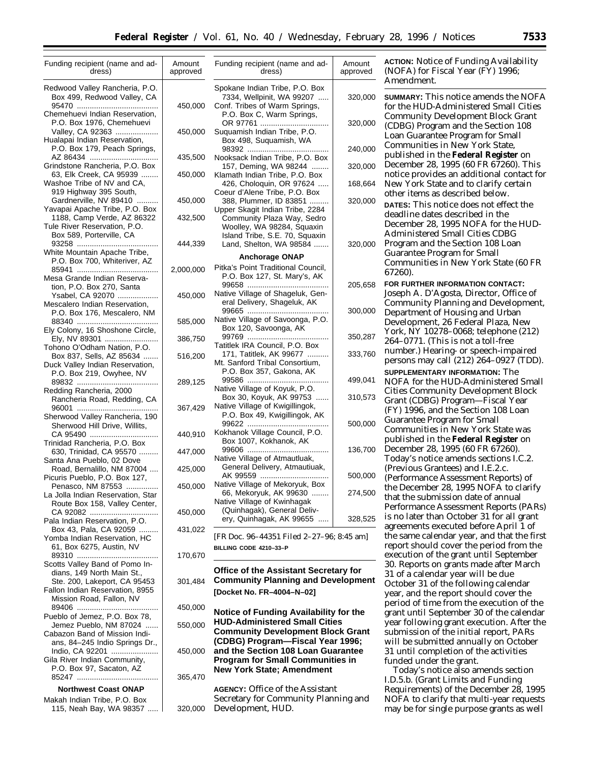| Funding recipient (name and address) | Amount approved |
|---|---|
| Redwood Valley Rancheria, P.O. Box 499, Redwood Valley, CA 95470 | 450,000 |
| Chemehuevi Indian Reservation, P.O. Box 1976, Chemehuevi Valley, CA 92363 | 450,000 |
| Hualapai Indian Reservation, P.O. Box 179, Peach Springs, AZ 86434 | 435,500 |
| Grindstone Rancheria, P.O. Box 63, Elk Creek, CA 95939 | 450,000 |
| Washoe Tribe of NV and CA, 919 Highway 395 South, Gardnerville, NV 89410 | 450,000 |
| Yavapai Apache Tribe, P.O. Box 1188, Camp Verde, AZ 86322 | 432,500 |
| Tule River Reservation, P.O. Box 589, Porterville, CA 93258 | 444,339 |
| White Mountain Apache Tribe, P.O. Box 700, Whiteriver, AZ 85941 | 2,000,000 |
| Mesa Grande Indian Reservation, P.O. Box 270, Santa Ysabel, CA 92070 | 450,000 |
| Mescalero Indian Reservation, P.O. Box 176, Mescalero, NM 88340 | 585,000 |
| Ely Colony, 16 Shoshone Circle, Ely, NV 89301 | 386,750 |
| Tohono O'Odham Nation, P.O. Box 837, Sells, AZ 85634 | 516,200 |
| Duck Valley Indian Reservation, P.O. Box 219, Owyhee, NV 89832 | 289,125 |
| Redding Rancheria, 2000 Rancheria Road, Redding, CA 96001 | 367,429 |
| Sherwood Valley Rancheria, 190 Sherwood Hill Drive, Willits, CA 95490 | 440,910 |
| Trinidad Rancheria, P.O. Box 630, Trinidad, CA 95570 | 447,000 |
| Santa Ana Pueblo, 02 Dove Road, Bernalillo, NM 87004 | 425,000 |
| Picuris Pueblo, P.O. Box 127, Penasco, NM 87553 | 450,000 |
| La Jolla Indian Reservation, Star Route Box 158, Valley Center, CA 92082 | 450,000 |
| Pala Indian Reservation, P.O. Box 43, Pala, CA 92059 | 431,022 |
| Yomba Indian Reservation, HC 61, Box 6275, Austin, NV 89310 | 170,670 |
| Scotts Valley Band of Pomo Indians, 149 North Main St., Ste. 200, Lakeport, CA 95453 | 301,484 |
| Fallon Indian Reservation, 8955 Mission Road, Fallon, NV 89406 | 450,000 |
| Pueblo of Jemez, P.O. Box 78, Jemez Pueblo, NM 87024 | 550,000 |
| Cabazon Band of Mission Indians, 84–245 Indio Springs Dr., Indio, CA 92201 | 450,000 |
| Gila River Indian Community, P.O. Box 97, Sacaton, AZ 85247 | 365,470 |
| **Northwest Coast ONAP** | |
| Makah Indian Tribe, P.O. Box 115, Neah Bay, WA 98357 | 320,000 |
| Spokane Indian Tribe, P.O. Box 7334, Wellpinit, WA 99207 | 320,000 |
| Conf. Tribes of Warm Springs, P.O. Box C, Warm Springs, OR 97761 | 320,000 |
| Suquamish Indian Tribe, P.O. Box 498, Suquamish, WA 98392 | 240,000 |
| Nooksack Indian Tribe, P.O. Box 157, Deming, WA 98244 | 320,000 |
| Klamath Indian Tribe, P.O. Box 426, Choloquin, OR 97624 | 168,664 |
| Coeur d'Alene Tribe, P.O. Box 388, Plummer, ID 83851 | 320,000 |
| Upper Skagit Indian Tribe, 2284 Community Plaza Way, Sedro Woolley, WA 98284, Squaxin Island Tribe, S.E. 70, Squaxin Land, Shelton, WA 98584 | 320,000 |
| **Anchorage ONAP** | |
| Pitka's Point Traditional Council, P.O. Box 127, St. Mary's, AK 99658 | 205,658 |
| Native Village of Shageluk, General Delivery, Shageluk, AK 99665 | 300,000 |
| Native Village of Savoonga, P.O. Box 120, Savoonga, AK 99769 | 350,287 |
| Tatitlek IRA Council, P.O. Box 171, Tatitlek, AK 99677 | 333,760 |
| Mt. Sanford Tribal Consortium, P.O. Box 357, Gakona, AK 99586 | 499,041 |
| Native Village of Koyuk, P.O. Box 30, Koyuk, AK 99753 | 310,573 |
| Native Village of Kwigillingok, P.O. Box 49, Kwigillingok, AK 99622 | 500,000 |
| Kokhanok Village Council, P.O. Box 1007, Kokhanok, AK 99606 | 136,700 |
| Native Village of Atmautluak, General Delivery, Atmautiuak, AK 99559 | 500,000 |
| Native Village of Mekoryuk, Box 66, Mekoryuk, AK 99630 | 274,500 |
| Native Village of Kwinhagak (Quinhagak), General Delivery, Quinhagak, AK 99655 | 328,525 |

[FR Doc. 96–44351 Filed 2–27–96; 8:45 am]

**BILLING CODE 4210–33–P**

## Office of the Assistant Secretary for Community Planning and Development

**[Docket No. FR–4004–N–02]**

## Notice of Funding Availability for the HUD-Administered Small Cities Community Development Block Grant (CDBG) Program—Fiscal Year 1996; and the Section 108 Loan Guarantee Program for Small Communities in New York State; Amendment

**AGENCY:** Office of the Assistant Secretary for Community Planning and Development, HUD.

**ACTION:** Notice of Funding Availability (NOFA) for Fiscal Year (FY) 1996; Amendment.

**SUMMARY:** This notice amends the NOFA for the HUD-Administered Small Cities Community Development Block Grant (CDBG) Program and the Section 108 Loan Guarantee Program for Small Communities in New York State, published in the **Federal Register** on December 28, 1995 (60 FR 67260). This notice provides an additional contact for New York State and to clarify certain other items as described below.

**DATES:** This notice does not effect the deadline dates described in the December 28, 1995 NOFA for the HUD-Administered Small Cities CDBG Program and the Section 108 Loan Guarantee Program for Small Communities in New York State (60 FR 67260).

**FOR FURTHER INFORMATION CONTACT:** Joseph A. D'Agosta, Director, Office of Community Planning and Development, Department of Housing and Urban Development, 26 Federal Plaza, New York, NY 10278–0068; telephone (212) 264–0771. (This is not a toll-free number.) Hearing- or speech-impaired persons may call (212) 264–0927 (TDD).

**SUPPLEMENTARY INFORMATION:** The NOFA for the HUD-Administered Small Cities Community Development Block Grant (CDBG) Program—Fiscal Year (FY) 1996, and the Section 108 Loan Guarantee Program for Small Communities in New York State was published in the **Federal Register** on December 28, 1995 (60 FR 67260). Today's notice amends sections I.C.2. (Previous Grantees) and I.E.2.c. (Performance Assessment Reports) of the December 28, 1995 NOFA to clarify that the submission date of annual Performance Assessment Reports (PARs) is no later than October 31 for all grant agreements executed before April 1 of the same calendar year, and that the first report should cover the period from the execution of the grant until September 30. Reports on grants made after March 31 of a calendar year will be due October 31 of the following calendar year, and the report should cover the period of time from the execution of the grant until September 30 of the calendar year following grant execution. After the submission of the initial report, PARs will be submitted annually on October 31 until completion of the activities funded under the grant.

Today's notice also amends section I.D.5.b. (Grant Limits and Funding Requirements) of the December 28, 1995 NOFA to clarify that multi-year requests may be for single purpose grants as well